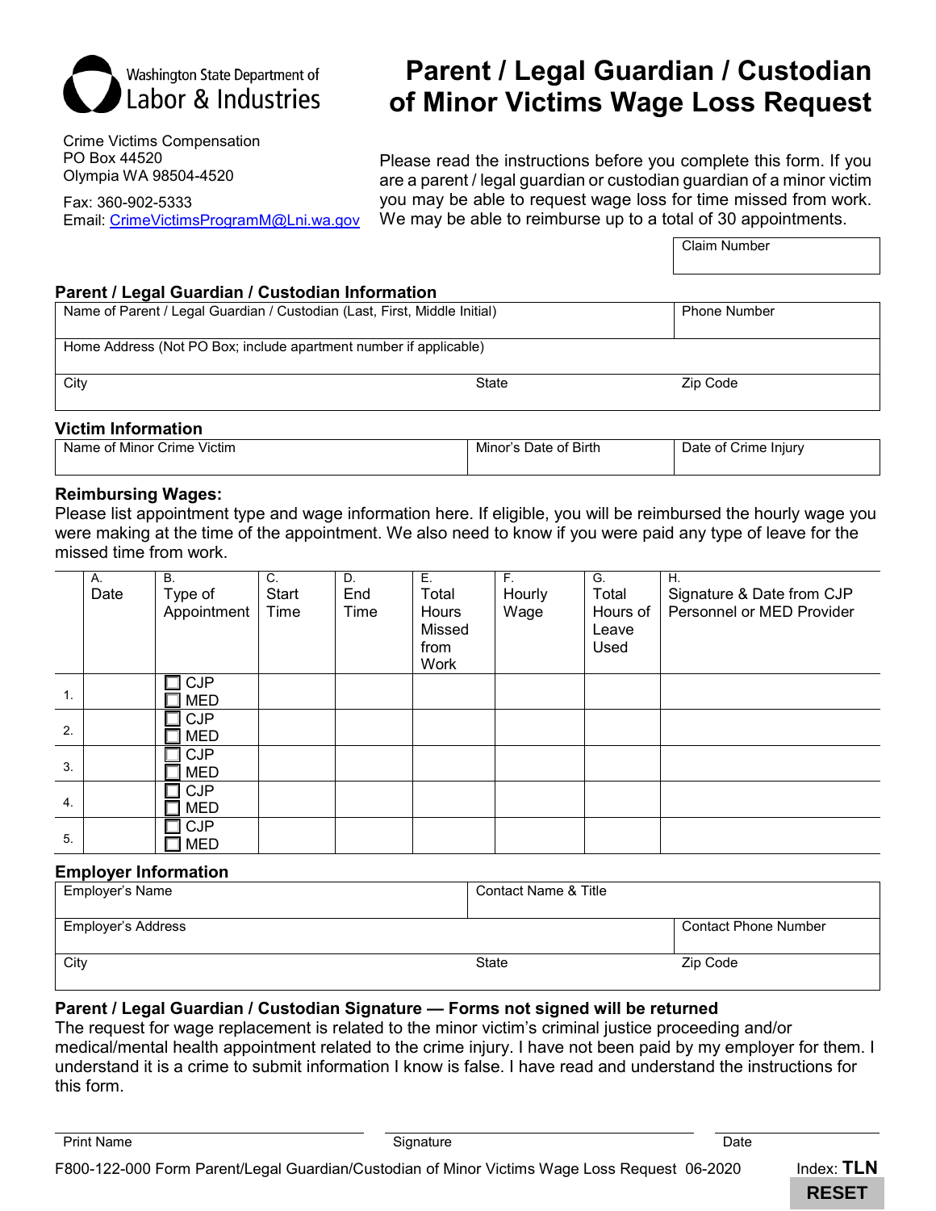Washington State Department of Labor & Industries

# Parent / Legal Guardian / Custodian of Minor Victims Wage Loss Request

Crime Victims Compensation
PO Box 44520
Olympia WA 98504-4520

Fax: 360-902-5333
Email: CrimeVictimsProgramM@Lni.wa.gov

Please read the instructions before you complete this form. If you are a parent / legal guardian or custodian guardian of a minor victim you may be able to request wage loss for time missed from work. We may be able to reimburse up to a total of 30 appointments.

| Claim Number |
|---|
| |

## Parent / Legal Guardian / Custodian Information

| Name of Parent / Legal Guardian / Custodian (Last, First, Middle Initial) | | Phone Number |
|---|---|---|
| Home Address (Not PO Box; include apartment number if applicable) | | |
| City | State | Zip Code |

## Victim Information

| Name of Minor Crime Victim | Minor's Date of Birth | Date of Crime Injury |
|---|---|---|
| | | |

## Reimbursing Wages:

Please list appointment type and wage information here. If eligible, you will be reimbursed the hourly wage you were making at the time of the appointment. We also need to know if you were paid any type of leave for the missed time from work.

| | A. Date | B. Type of Appointment | C. Start Time | D. End Time | E. Total Hours Missed from Work | F. Hourly Wage | G. Total Hours of Leave Used | H. Signature & Date from CJP Personnel or MED Provider |
|---|---|---|---|---|---|---|---|---|
| 1. | | ☐ CJP ☐ MED | | | | | | |
| 2. | | ☐ CJP ☐ MED | | | | | | |
| 3. | | ☐ CJP ☐ MED | | | | | | |
| 4. | | ☐ CJP ☐ MED | | | | | | |
| 5. | | ☐ CJP ☐ MED | | | | | | |

## Employer Information

| Employer's Name | Contact Name & Title | |
|---|---|---|
| Employer's Address | | Contact Phone Number |
| City | State | Zip Code |

## Parent / Legal Guardian / Custodian Signature — Forms not signed will be returned

The request for wage replacement is related to the minor victim's criminal justice proceeding and/or medical/mental health appointment related to the crime injury. I have not been paid by my employer for them. I understand it is a crime to submit information I know is false. I have read and understand the instructions for this form.

| Print Name | Signature | Date |
|---|---|---|
| | | |

F800-122-000 Form Parent/Legal Guardian/Custodian of Minor Victims Wage Loss Request 06-2020

Index: **TLN**

RESET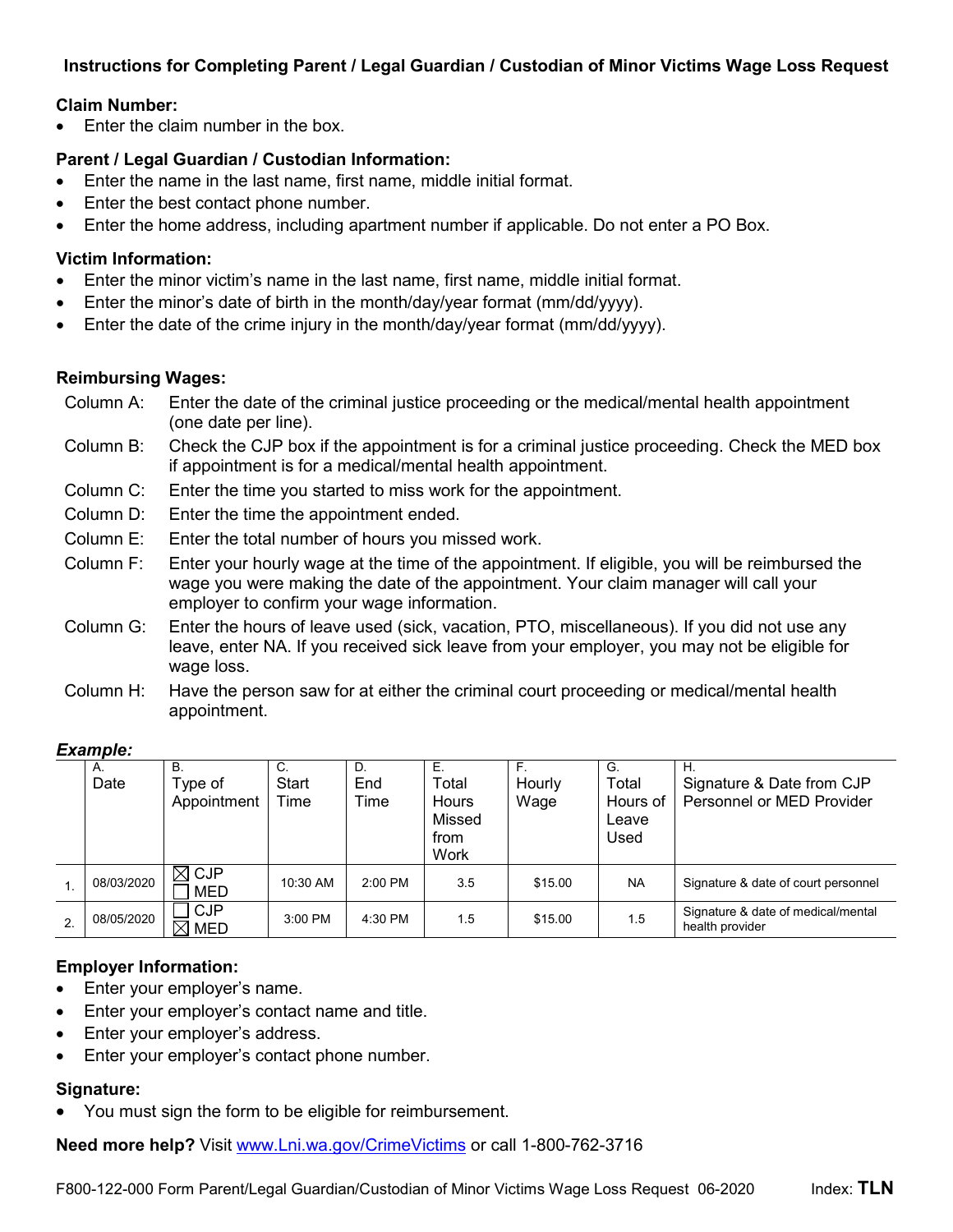### Instructions for Completing Parent / Legal Guardian / Custodian of Minor Victims Wage Loss Request

**Claim Number:**

- Enter the claim number in the box.

**Parent / Legal Guardian / Custodian Information:**

- Enter the name in the last name, first name, middle initial format.
- Enter the best contact phone number.
- Enter the home address, including apartment number if applicable. Do not enter a PO Box.

**Victim Information:**

- Enter the minor victim's name in the last name, first name, middle initial format.
- Enter the minor's date of birth in the month/day/year format (mm/dd/yyyy).
- Enter the date of the crime injury in the month/day/year format (mm/dd/yyyy).

**Reimbursing Wages:**

Column A: Enter the date of the criminal justice proceeding or the medical/mental health appointment (one date per line).

Column B: Check the CJP box if the appointment is for a criminal justice proceeding. Check the MED box if appointment is for a medical/mental health appointment.

Column C: Enter the time you started to miss work for the appointment.

Column D: Enter the time the appointment ended.

Column E: Enter the total number of hours you missed work.

Column F: Enter your hourly wage at the time of the appointment. If eligible, you will be reimbursed the wage you were making the date of the appointment. Your claim manager will call your employer to confirm your wage information.

Column G: Enter the hours of leave used (sick, vacation, PTO, miscellaneous). If you did not use any leave, enter NA. If you received sick leave from your employer, you may not be eligible for wage loss.

Column H: Have the person saw for at either the criminal court proceeding or medical/mental health appointment.

***Example:***

| | A. Date | B. Type of Appointment | C. Start Time | D. End Time | E. Total Hours Missed from Work | F. Hourly Wage | G. Total Hours of Leave Used | H. Signature & Date from CJP Personnel or MED Provider |
|---|---|---|---|---|---|---|---|---|
| 1. | 08/03/2020 | ☒ CJP ☐ MED | 10:30 AM | 2:00 PM | 3.5 | $15.00 | NA | Signature & date of court personnel |
| 2. | 08/05/2020 | ☐ CJP ☒ MED | 3:00 PM | 4:30 PM | 1.5 | $15.00 | 1.5 | Signature & date of medical/mental health provider |

**Employer Information:**

- Enter your employer's name.
- Enter your employer's contact name and title.
- Enter your employer's address.
- Enter your employer's contact phone number.

**Signature:**

- You must sign the form to be eligible for reimbursement.

**Need more help?** Visit www.Lni.wa.gov/CrimeVictims or call 1-800-762-3716

F800-122-000 Form Parent/Legal Guardian/Custodian of Minor Victims Wage Loss Request 06-2020 Index: **TLN**